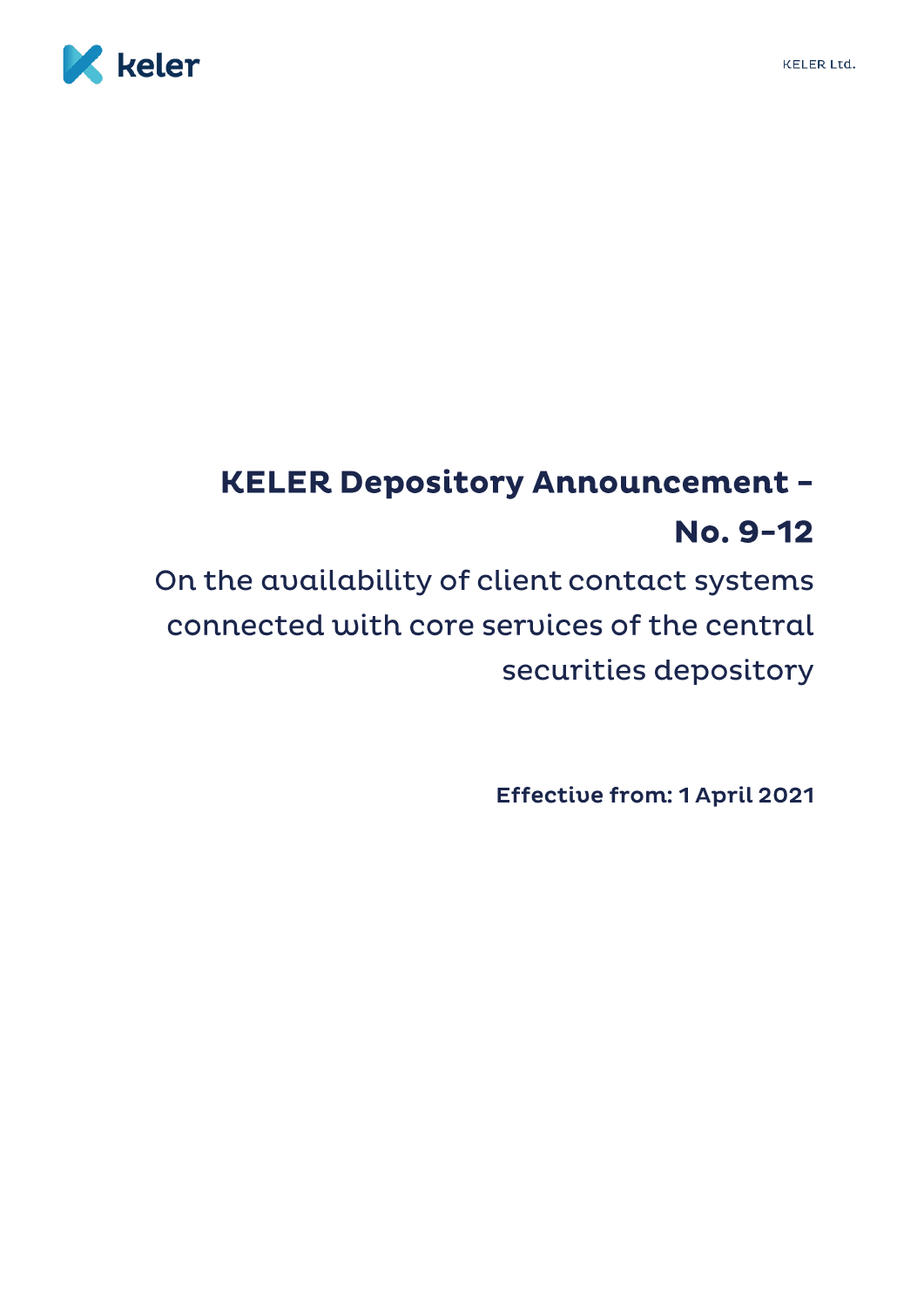# KELER Depository Announcement – No. 9-12

## On the availability of client contact systems connected with core services of the central securities depository

**Effective from: 1 April 2021**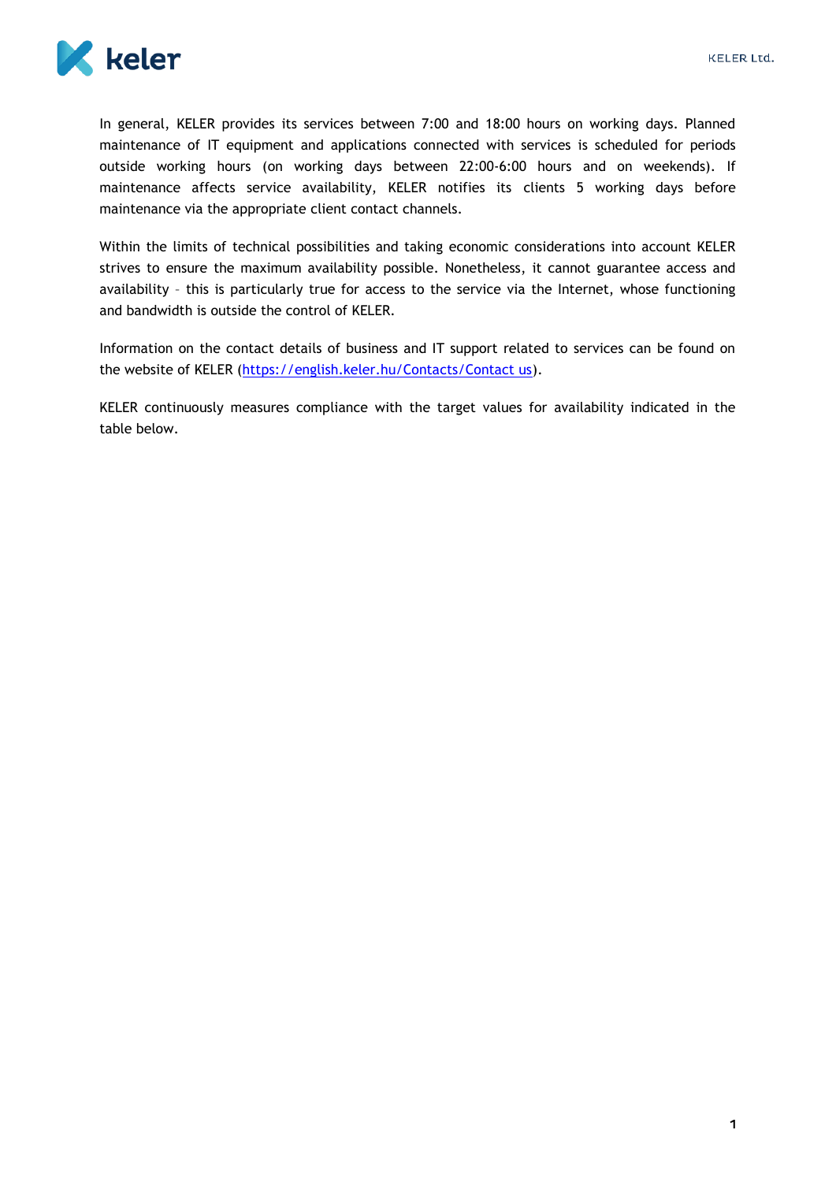In general, KELER provides its services between 7:00 and 18:00 hours on working days. Planned maintenance of IT equipment and applications connected with services is scheduled for periods outside working hours (on working days between 22:00-6:00 hours and on weekends). If maintenance affects service availability, KELER notifies its clients 5 working days before maintenance via the appropriate client contact channels.

Within the limits of technical possibilities and taking economic considerations into account KELER strives to ensure the maximum availability possible. Nonetheless, it cannot guarantee access and availability – this is particularly true for access to the service via the Internet, whose functioning and bandwidth is outside the control of KELER.

Information on the contact details of business and IT support related to services can be found on the website of KELER (https://english.keler.hu/Contacts/Contact us).

KELER continuously measures compliance with the target values for availability indicated in the table below.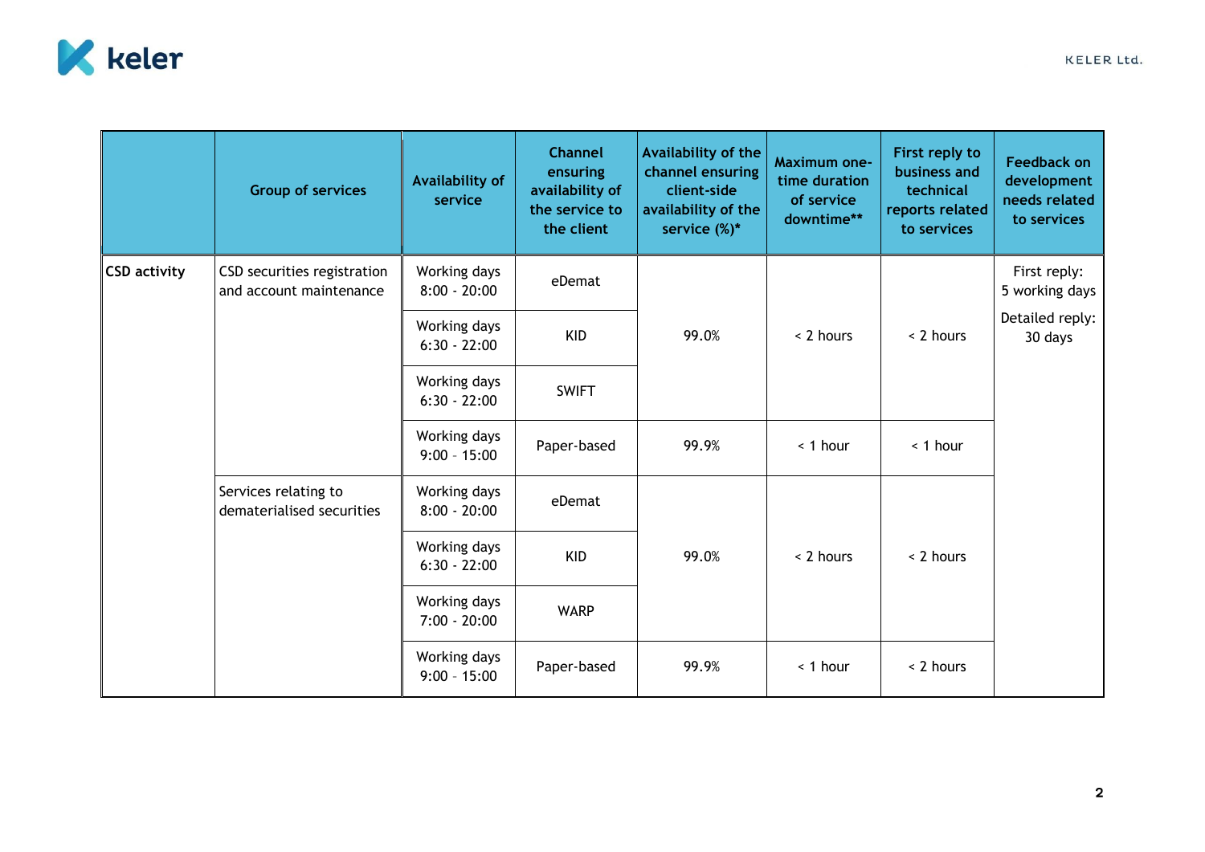| | Group of services | Availability of service | Channel ensuring availability of the service to the client | Availability of the channel ensuring client-side availability of the service (%)* | Maximum one-time duration of service downtime** | First reply to business and technical reports related to services | Feedback on development needs related to services |
|---|---|---|---|---|---|---|---|
| **CSD activity** | CSD securities registration and account maintenance | Working days 8:00 - 20:00 | eDemat | 99.0% | < 2 hours | < 2 hours | First reply: 5 working days<br>Detailed reply: 30 days |
| | | Working days 6:30 - 22:00 | KID | | | | |
| | | Working days 6:30 - 22:00 | SWIFT | | | | |
| | | Working days 9:00 - 15:00 | Paper-based | 99.9% | < 1 hour | < 1 hour | |
| | Services relating to dematerialised securities | Working days 8:00 - 20:00 | eDemat | 99.0% | < 2 hours | < 2 hours | |
| | | Working days 6:30 - 22:00 | KID | | | | |
| | | Working days 7:00 - 20:00 | WARP | | | | |
| | | Working days 9:00 - 15:00 | Paper-based | 99.9% | < 1 hour | < 2 hours | |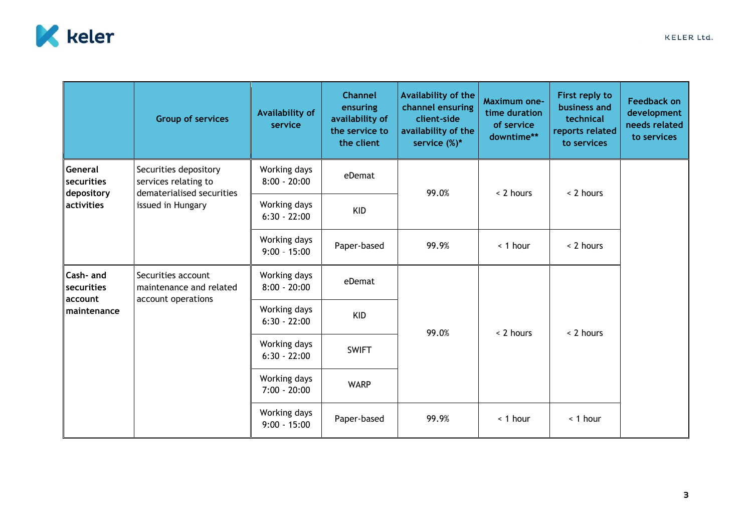| | Group of services | Availability of service | Channel ensuring availability of the service to the client | Availability of the channel ensuring client-side availability of the service (%)* | Maximum one-time duration of service downtime** | First reply to business and technical reports related to services | Feedback on development needs related to services |
|---|---|---|---|---|---|---|---|
| **General securities depository activities** | Securities depository services relating to dematerialised securities issued in Hungary | Working days 8:00 - 20:00 | eDemat | 99.0% | < 2 hours | < 2 hours | |
| | | Working days 6:30 - 22:00 | KID | | | | |
| | | Working days 9:00 - 15:00 | Paper-based | 99.9% | < 1 hour | < 2 hours | |
| **Cash- and securities account maintenance** | Securities account maintenance and related account operations | Working days 8:00 - 20:00 | eDemat | 99.0% | < 2 hours | < 2 hours | |
| | | Working days 6:30 - 22:00 | KID | | | | |
| | | Working days 6:30 - 22:00 | SWIFT | | | | |
| | | Working days 7:00 - 20:00 | WARP | | | | |
| | | Working days 9:00 - 15:00 | Paper-based | 99.9% | < 1 hour | < 1 hour | |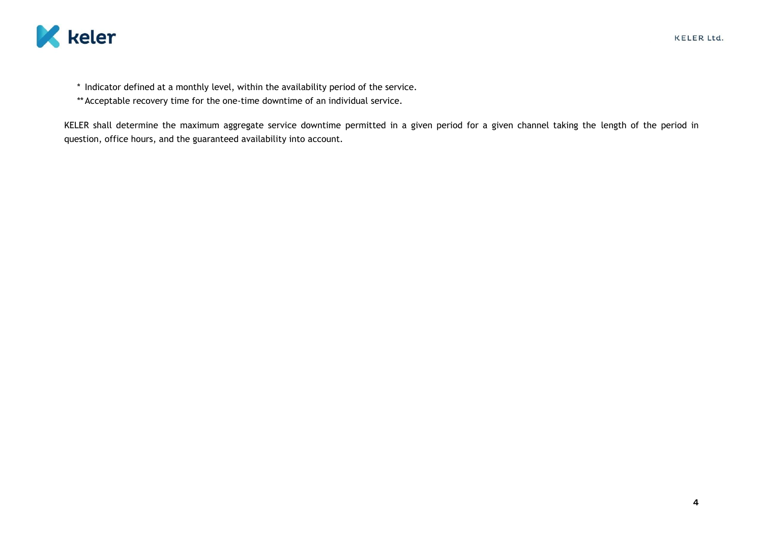\* Indicator defined at a monthly level, within the availability period of the service.

\*\* Acceptable recovery time for the one-time downtime of an individual service.

KELER shall determine the maximum aggregate service downtime permitted in a given period for a given channel taking the length of the period in question, office hours, and the guaranteed availability into account.